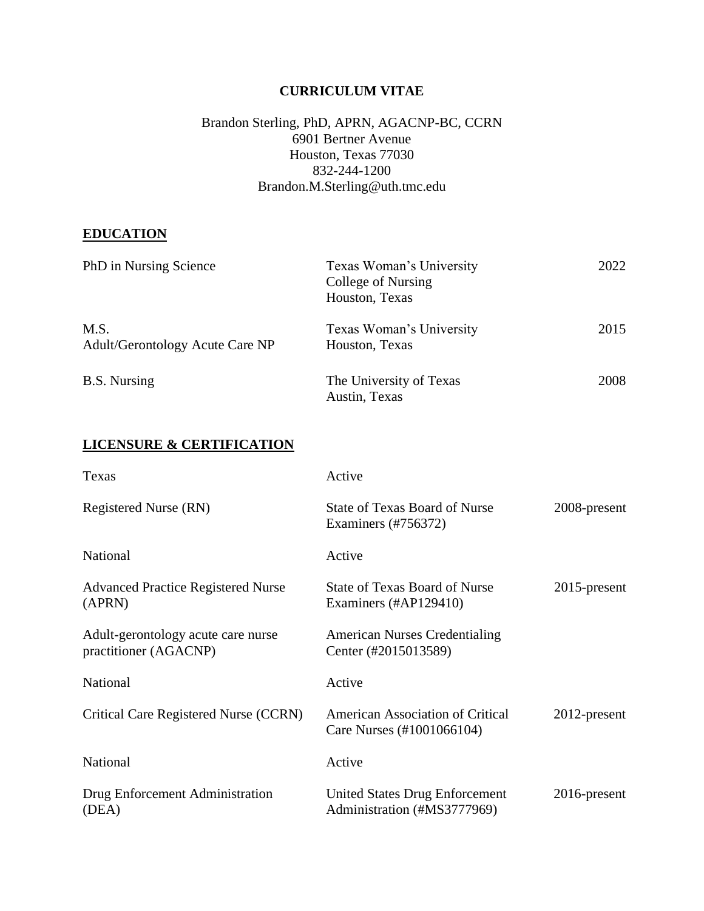# CURRICULUM VITAE

Brandon Sterling, PhD, APRN, AGACNP-BC, CCRN
6901 Bertner Avenue
Houston, Texas 77030
832-244-1200
Brandon.M.Sterling@uth.tmc.edu

## EDUCATION

| | | |
|---|---|---|
| PhD in Nursing Science | Texas Woman's University<br>College of Nursing<br>Houston, Texas | 2022 |
| M.S.<br>Adult/Gerontology Acute Care NP | Texas Woman's University<br>Houston, Texas | 2015 |
| B.S. Nursing | The University of Texas<br>Austin, Texas | 2008 |

## LICENSURE & CERTIFICATION

| | | |
|---|---|---|
| Texas | Active | |
| Registered Nurse (RN) | State of Texas Board of Nurse Examiners (#756372) | 2008-present |
| National | Active | |
| Advanced Practice Registered Nurse (APRN) | State of Texas Board of Nurse Examiners (#AP129410) | 2015-present |
| Adult-gerontology acute care nurse practitioner (AGACNP) | American Nurses Credentialing Center (#2015013589) | |
| National | Active | |
| Critical Care Registered Nurse (CCRN) | American Association of Critical Care Nurses (#1001066104) | 2012-present |
| National | Active | |
| Drug Enforcement Administration (DEA) | United States Drug Enforcement Administration (#MS3777969) | 2016-present |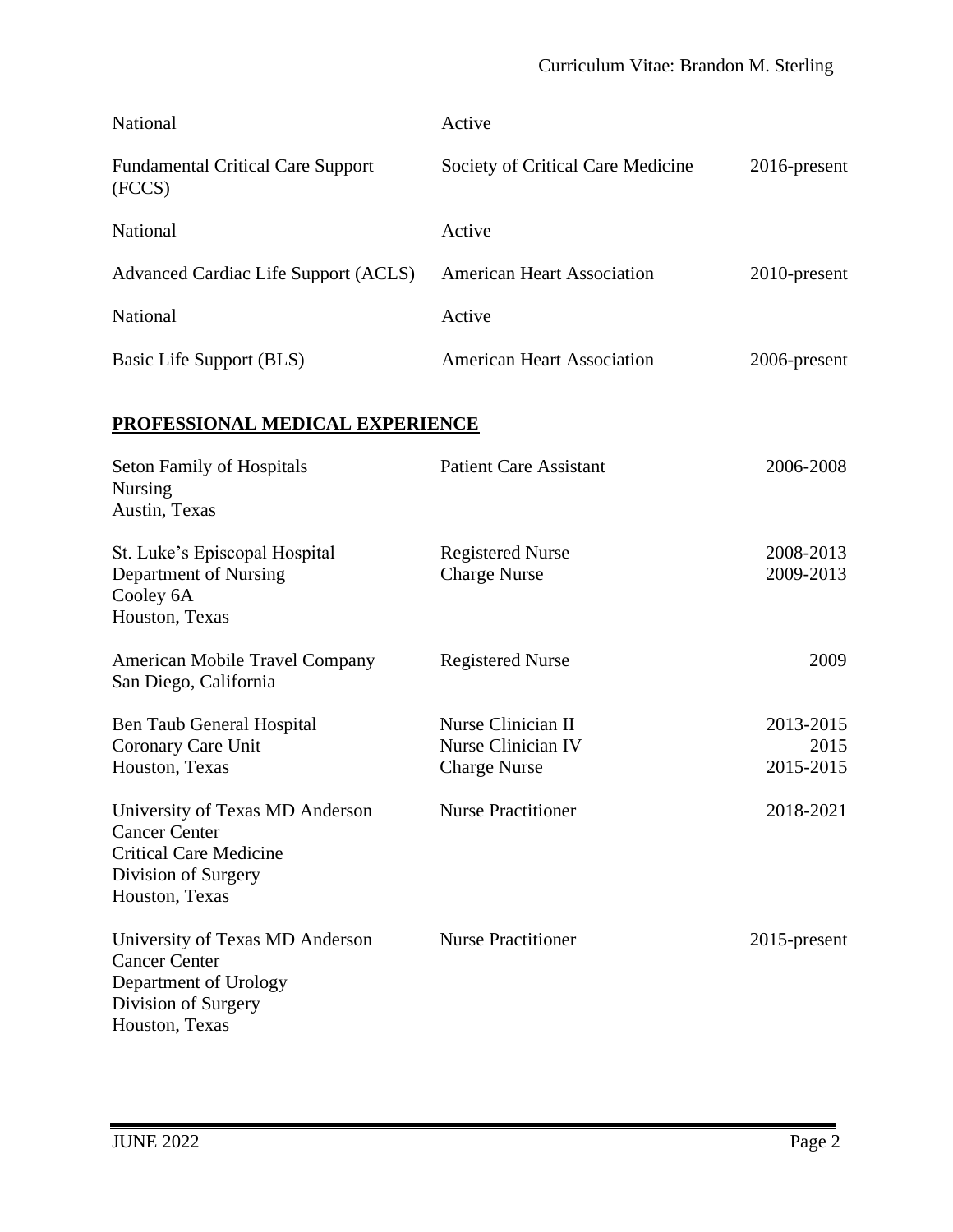| | | |
|---|---|---|
| National | Active | |
| Fundamental Critical Care Support (FCCS) | Society of Critical Care Medicine | 2016-present |
| National | Active | |
| Advanced Cardiac Life Support (ACLS) | American Heart Association | 2010-present |
| National | Active | |
| Basic Life Support (BLS) | American Heart Association | 2006-present |

## PROFESSIONAL MEDICAL EXPERIENCE

| | | |
|---|---|---|
| Seton Family of Hospitals<br>Nursing<br>Austin, Texas | Patient Care Assistant | 2006-2008 |
| St. Luke's Episcopal Hospital<br>Department of Nursing<br>Cooley 6A<br>Houston, Texas | Registered Nurse<br>Charge Nurse | 2008-2013<br>2009-2013 |
| American Mobile Travel Company<br>San Diego, California | Registered Nurse | 2009 |
| Ben Taub General Hospital<br>Coronary Care Unit<br>Houston, Texas | Nurse Clinician II<br>Nurse Clinician IV<br>Charge Nurse | 2013-2015<br>2015<br>2015-2015 |
| University of Texas MD Anderson Cancer Center<br>Critical Care Medicine<br>Division of Surgery<br>Houston, Texas | Nurse Practitioner | 2018-2021 |
| University of Texas MD Anderson Cancer Center<br>Department of Urology<br>Division of Surgery<br>Houston, Texas | Nurse Practitioner | 2015-present |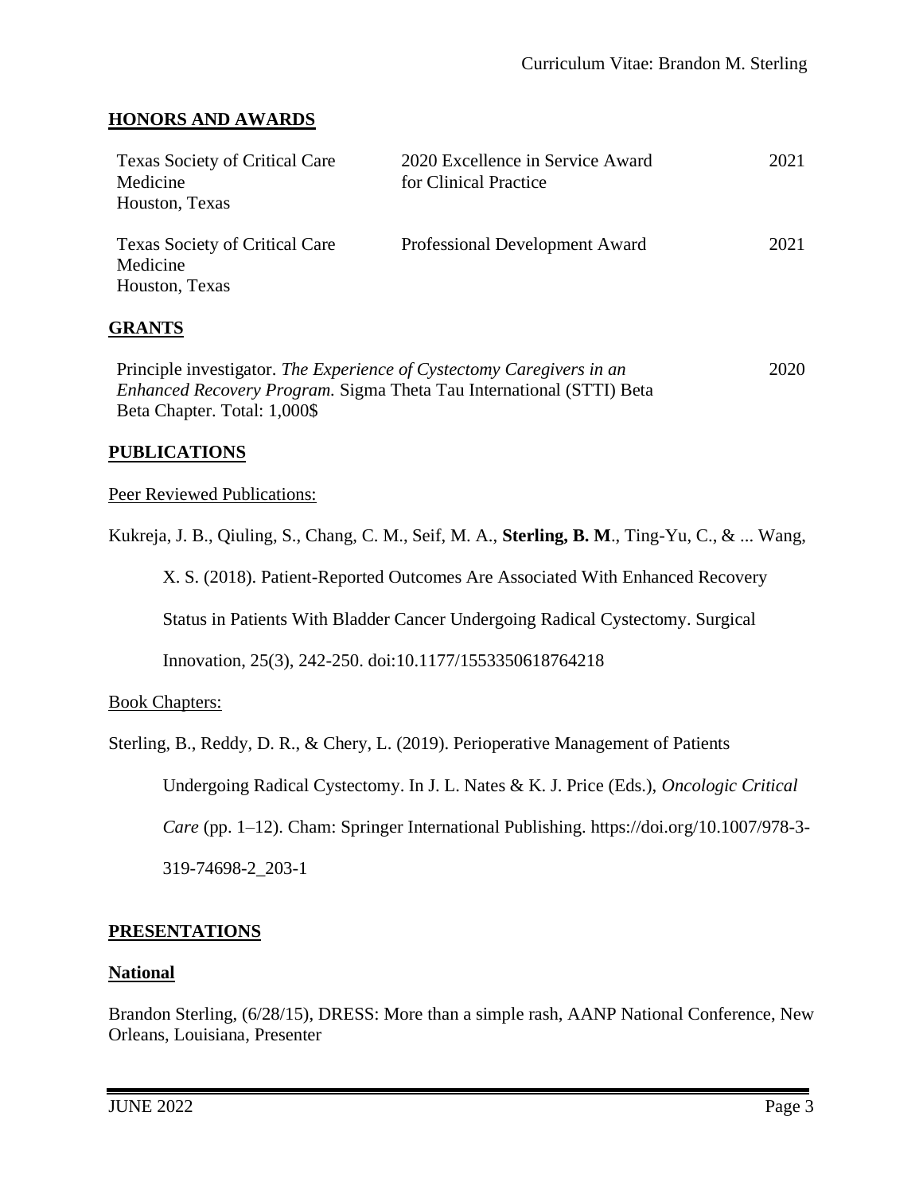## HONORS AND AWARDS

| Texas Society of Critical Care Medicine<br>Houston, Texas | 2020 Excellence in Service Award for Clinical Practice | 2021 |
|---|---|---|
| Texas Society of Critical Care Medicine<br>Houston, Texas | Professional Development Award | 2021 |

## GRANTS

Principle investigator. *The Experience of Cystectomy Caregivers in an Enhanced Recovery Program.* Sigma Theta Tau International (STTI) Beta Beta Chapter. Total: 1,000$ — 2020

## PUBLICATIONS

Peer Reviewed Publications:

Kukreja, J. B., Qiuling, S., Chang, C. M., Seif, M. A., **Sterling, B. M**., Ting-Yu, C., & ... Wang, X. S. (2018). Patient-Reported Outcomes Are Associated With Enhanced Recovery Status in Patients With Bladder Cancer Undergoing Radical Cystectomy. Surgical Innovation, 25(3), 242-250. doi:10.1177/1553350618764218

Book Chapters:

Sterling, B., Reddy, D. R., & Chery, L. (2019). Perioperative Management of Patients Undergoing Radical Cystectomy. In J. L. Nates & K. J. Price (Eds.), *Oncologic Critical Care* (pp. 1–12). Cham: Springer International Publishing. https://doi.org/10.1007/978-3-319-74698-2_203-1

## PRESENTATIONS

### National

Brandon Sterling, (6/28/15), DRESS: More than a simple rash, AANP National Conference, New Orleans, Louisiana, Presenter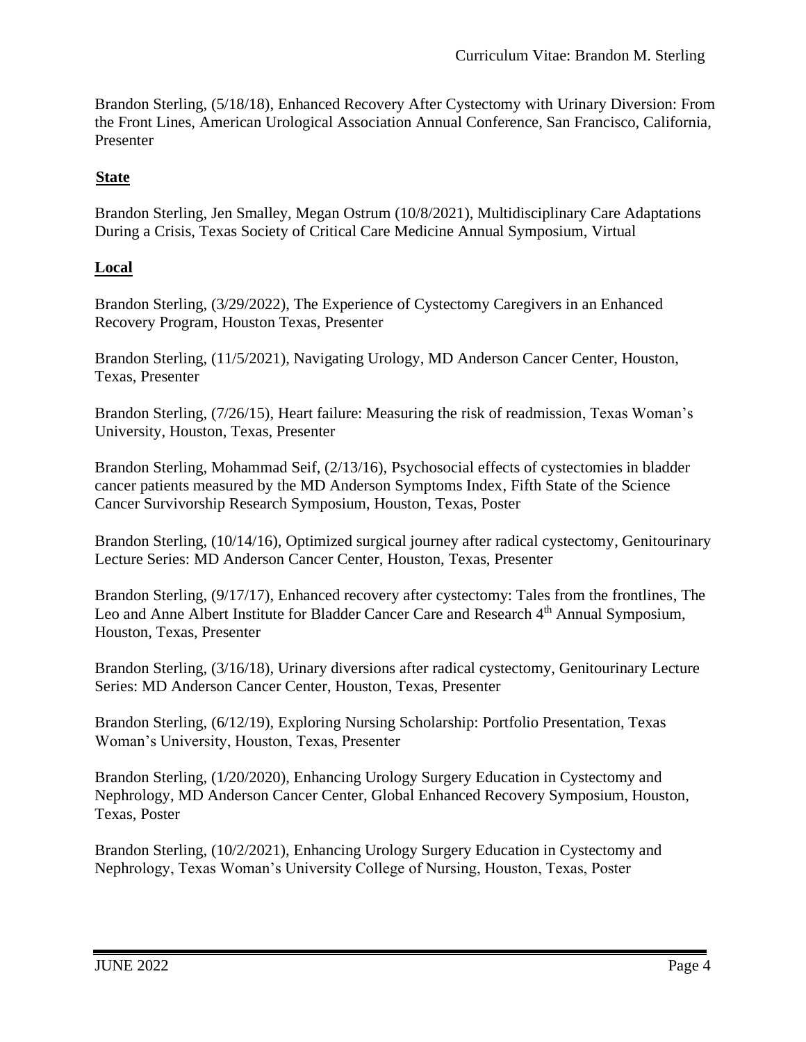Brandon Sterling, (5/18/18), Enhanced Recovery After Cystectomy with Urinary Diversion: From the Front Lines, American Urological Association Annual Conference, San Francisco, California, Presenter

**State**

Brandon Sterling, Jen Smalley, Megan Ostrum (10/8/2021), Multidisciplinary Care Adaptations During a Crisis, Texas Society of Critical Care Medicine Annual Symposium, Virtual

**Local**

Brandon Sterling, (3/29/2022), The Experience of Cystectomy Caregivers in an Enhanced Recovery Program, Houston Texas, Presenter

Brandon Sterling, (11/5/2021), Navigating Urology, MD Anderson Cancer Center, Houston, Texas, Presenter

Brandon Sterling, (7/26/15), Heart failure: Measuring the risk of readmission, Texas Woman's University, Houston, Texas, Presenter

Brandon Sterling, Mohammad Seif, (2/13/16), Psychosocial effects of cystectomies in bladder cancer patients measured by the MD Anderson Symptoms Index, Fifth State of the Science Cancer Survivorship Research Symposium, Houston, Texas, Poster

Brandon Sterling, (10/14/16), Optimized surgical journey after radical cystectomy, Genitourinary Lecture Series: MD Anderson Cancer Center, Houston, Texas, Presenter

Brandon Sterling, (9/17/17), Enhanced recovery after cystectomy: Tales from the frontlines, The Leo and Anne Albert Institute for Bladder Cancer Care and Research 4th Annual Symposium, Houston, Texas, Presenter

Brandon Sterling, (3/16/18), Urinary diversions after radical cystectomy, Genitourinary Lecture Series: MD Anderson Cancer Center, Houston, Texas, Presenter

Brandon Sterling, (6/12/19), Exploring Nursing Scholarship: Portfolio Presentation, Texas Woman's University, Houston, Texas, Presenter

Brandon Sterling, (1/20/2020), Enhancing Urology Surgery Education in Cystectomy and Nephrology, MD Anderson Cancer Center, Global Enhanced Recovery Symposium, Houston, Texas, Poster

Brandon Sterling, (10/2/2021), Enhancing Urology Surgery Education in Cystectomy and Nephrology, Texas Woman's University College of Nursing, Houston, Texas, Poster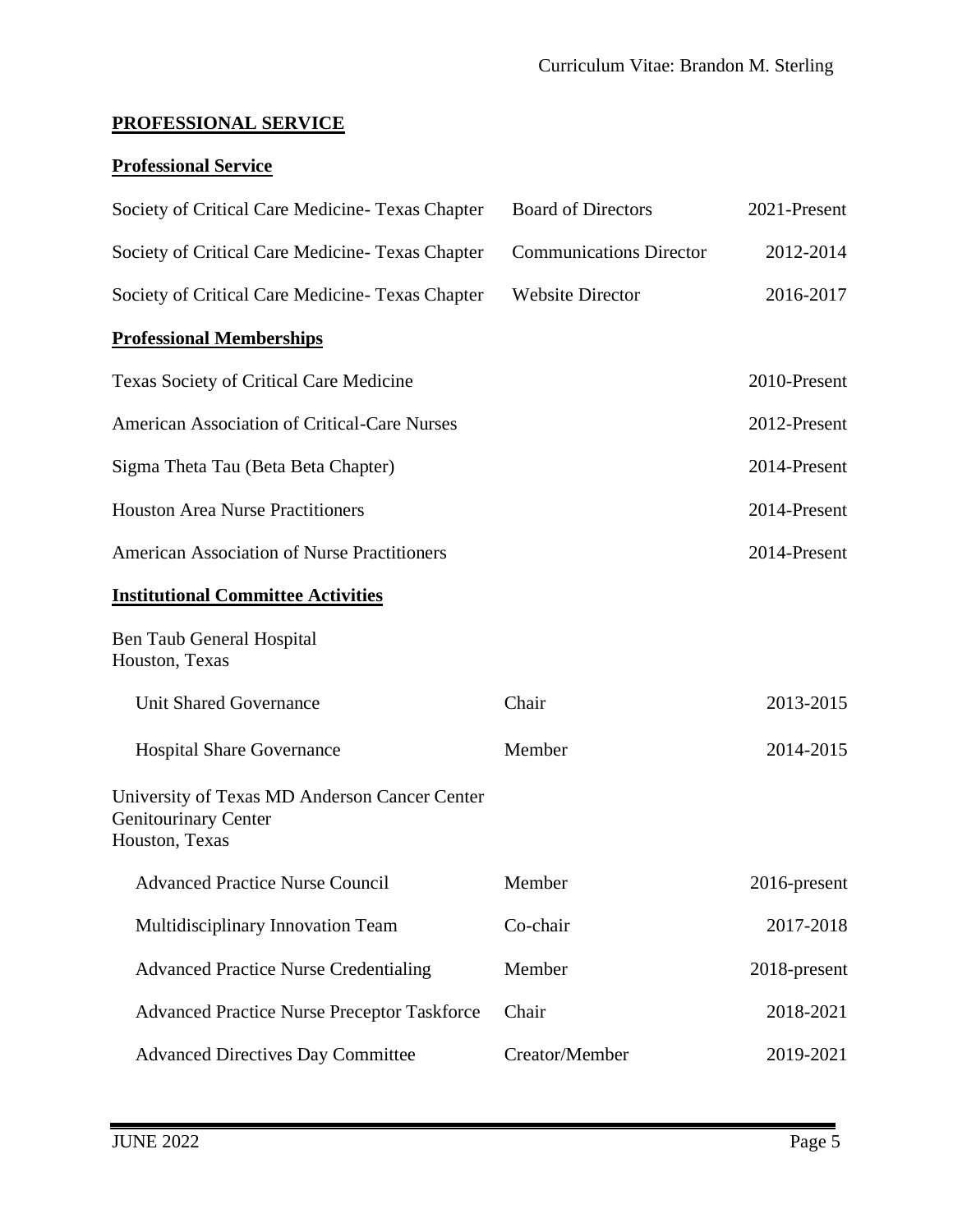## PROFESSIONAL SERVICE

### Professional Service

| | | |
|---|---|---|
| Society of Critical Care Medicine- Texas Chapter | Board of Directors | 2021-Present |
| Society of Critical Care Medicine- Texas Chapter | Communications Director | 2012-2014 |
| Society of Critical Care Medicine- Texas Chapter | Website Director | 2016-2017 |

### Professional Memberships

| | |
|---|---|
| Texas Society of Critical Care Medicine | 2010-Present |
| American Association of Critical-Care Nurses | 2012-Present |
| Sigma Theta Tau (Beta Beta Chapter) | 2014-Present |
| Houston Area Nurse Practitioners | 2014-Present |
| American Association of Nurse Practitioners | 2014-Present |

### Institutional Committee Activities

Ben Taub General Hospital
Houston, Texas

| | | |
|---|---|---|
| Unit Shared Governance | Chair | 2013-2015 |
| Hospital Share Governance | Member | 2014-2015 |

University of Texas MD Anderson Cancer Center
Genitourinary Center
Houston, Texas

| | | |
|---|---|---|
| Advanced Practice Nurse Council | Member | 2016-present |
| Multidisciplinary Innovation Team | Co-chair | 2017-2018 |
| Advanced Practice Nurse Credentialing | Member | 2018-present |
| Advanced Practice Nurse Preceptor Taskforce | Chair | 2018-2021 |
| Advanced Directives Day Committee | Creator/Member | 2019-2021 |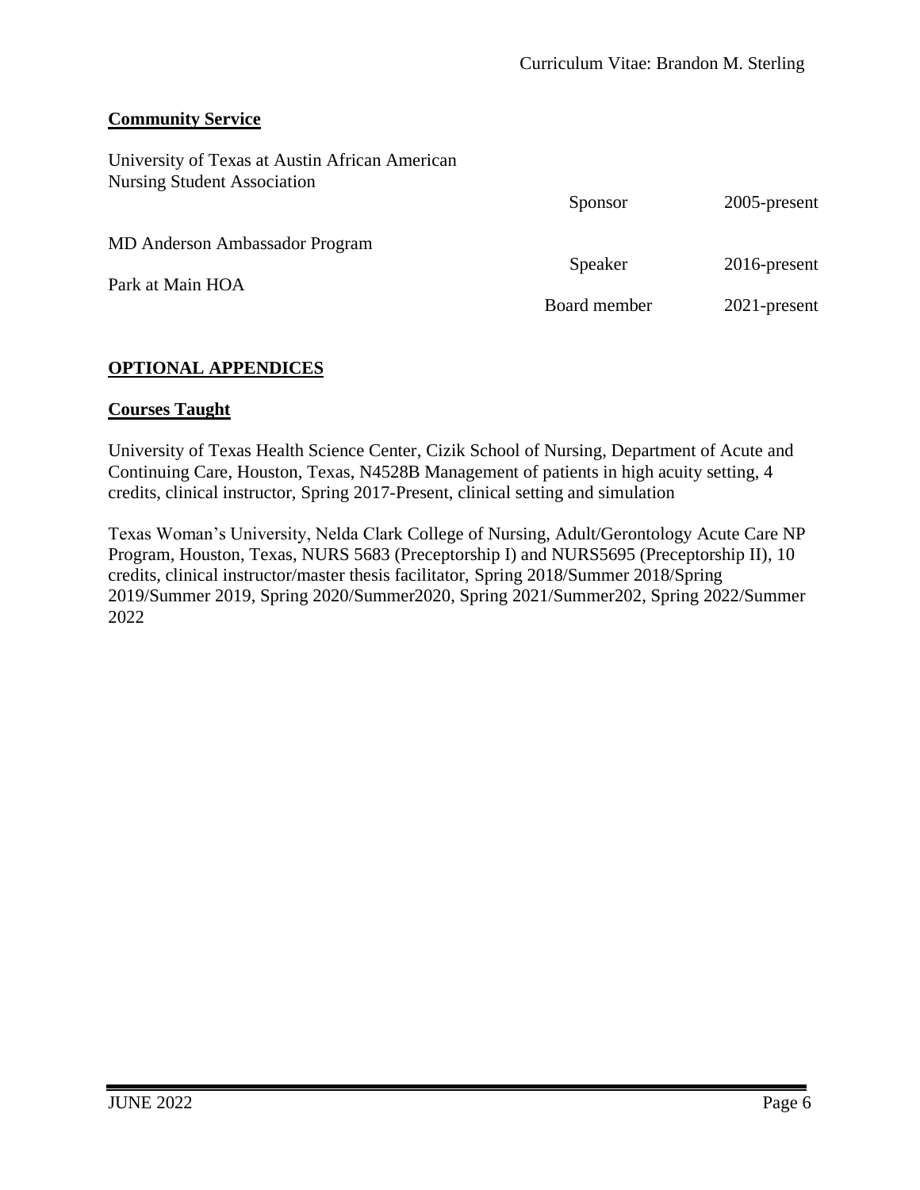## Community Service

| | | |
|---|---|---|
| University of Texas at Austin African American Nursing Student Association | Sponsor | 2005-present |
| MD Anderson Ambassador Program | Speaker | 2016-present |
| Park at Main HOA | Board member | 2021-present |

## OPTIONAL APPENDICES

## Courses Taught

University of Texas Health Science Center, Cizik School of Nursing, Department of Acute and Continuing Care, Houston, Texas, N4528B Management of patients in high acuity setting, 4 credits, clinical instructor, Spring 2017-Present, clinical setting and simulation

Texas Woman's University, Nelda Clark College of Nursing, Adult/Gerontology Acute Care NP Program, Houston, Texas, NURS 5683 (Preceptorship I) and NURS5695 (Preceptorship II), 10 credits, clinical instructor/master thesis facilitator, Spring 2018/Summer 2018/Spring 2019/Summer 2019, Spring 2020/Summer2020, Spring 2021/Summer202, Spring 2022/Summer 2022